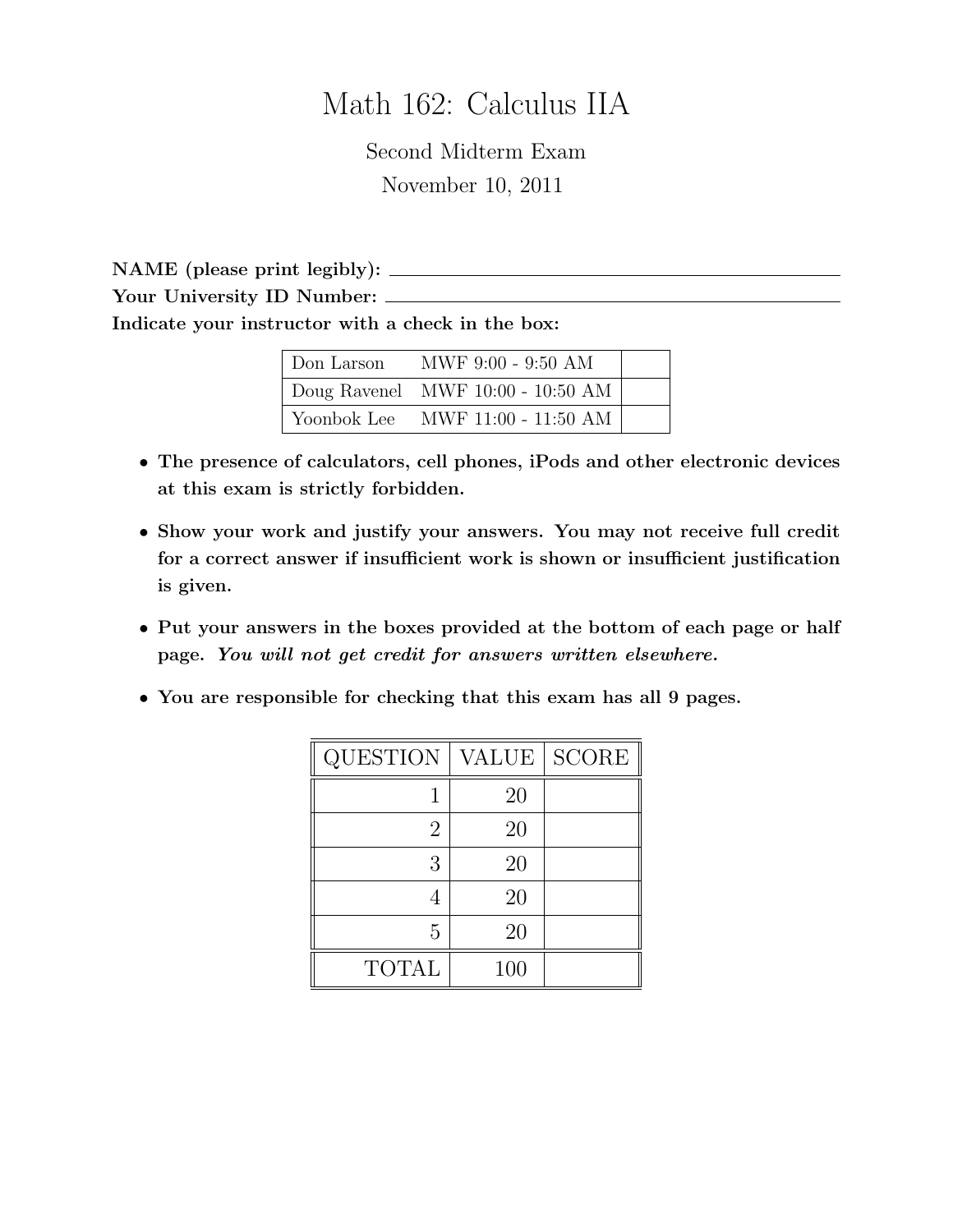# Math 162: Calculus IIA

Second Midterm Exam

November 10, 2011

**NAME (please print legibly):** ______________________________

**Your University ID Number:** ______________________________

**Indicate your instructor with a check in the box:**

| | | |
|---|---|---|
| Don Larson | MWF 9:00 - 9:50 AM | |
| Doug Ravenel | MWF 10:00 - 10:50 AM | |
| Yoonbok Lee | MWF 11:00 - 11:50 AM | |

- **The presence of calculators, cell phones, iPods and other electronic devices at this exam is strictly forbidden.**
- **Show your work and justify your answers. You may not receive full credit for a correct answer if insufficient work is shown or insufficient justification is given.**
- **Put your answers in the boxes provided at the bottom of each page or half page.** ***You will not get credit for answers written elsewhere.***
- **You are responsible for checking that this exam has all 9 pages.**

| QUESTION | VALUE | SCORE |
|---|---|---|
| 1 | 20 | |
| 2 | 20 | |
| 3 | 20 | |
| 4 | 20 | |
| 5 | 20 | |
| TOTAL | 100 | |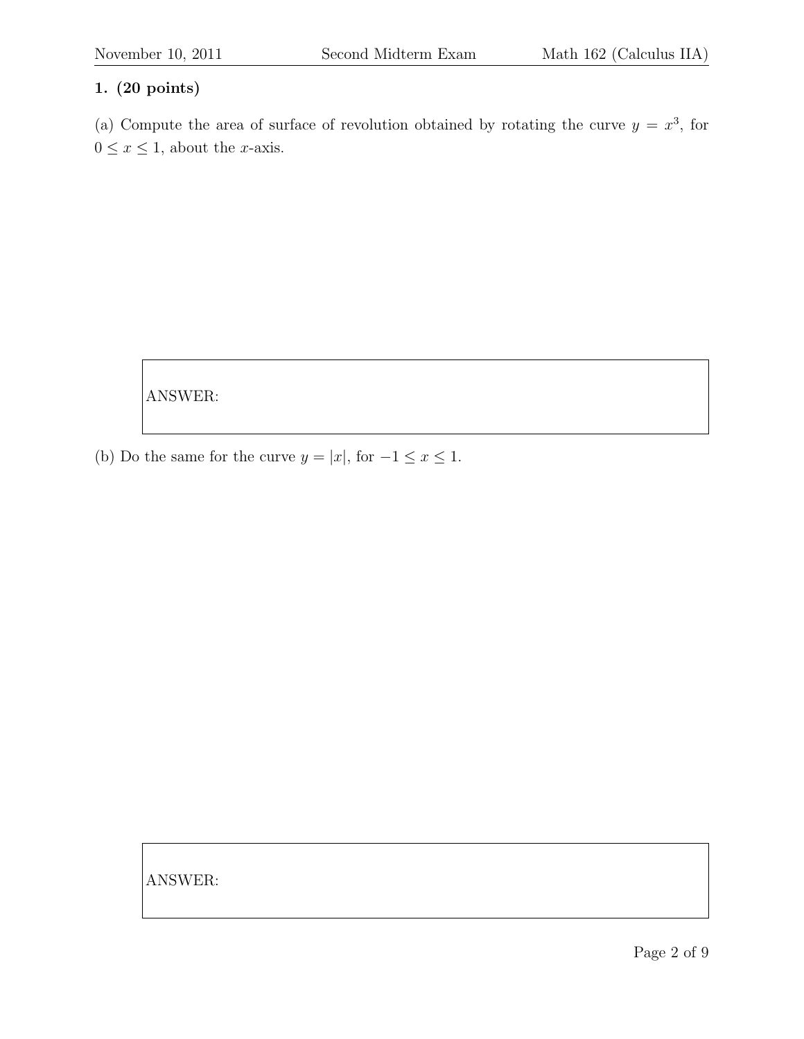**1. (20 points)**

(a) Compute the area of surface of revolution obtained by rotating the curve $y = x^3$, for $0 \leq x \leq 1$, about the $x$-axis.

ANSWER:

(b) Do the same for the curve $y = |x|$, for $-1 \leq x \leq 1$.

ANSWER: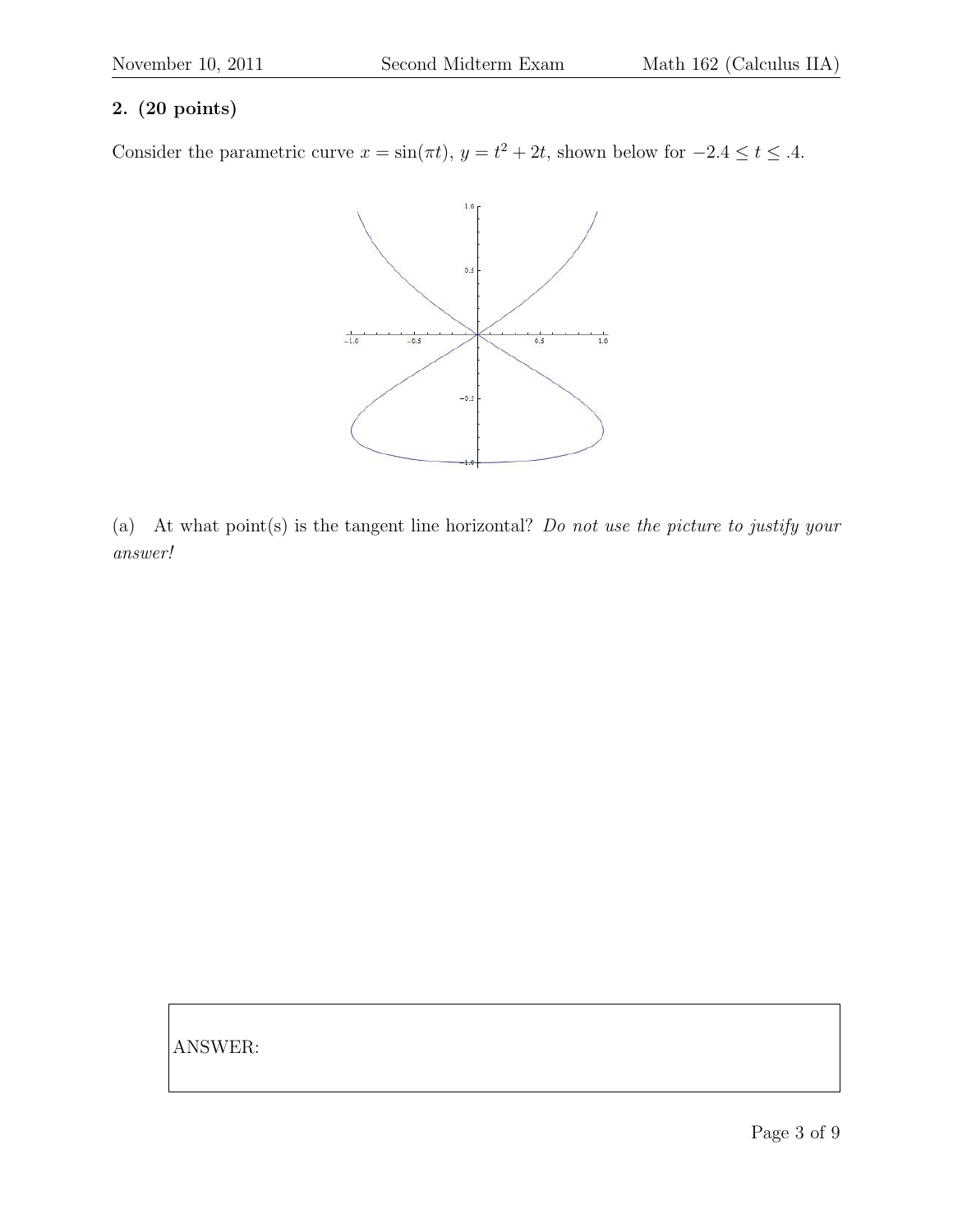**2. (20 points)**

Consider the parametric curve $x = \sin(\pi t)$, $y = t^2 + 2t$, shown below for $-2.4 \leq t \leq .4$.

(a) At what point(s) is the tangent line horizontal? *Do not use the picture to justify your answer!*

ANSWER: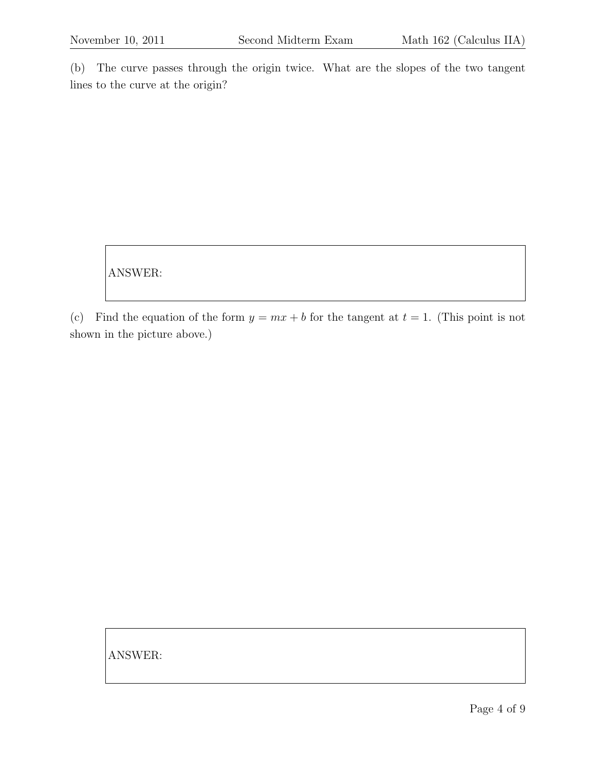(b) The curve passes through the origin twice. What are the slopes of the two tangent lines to the curve at the origin?

ANSWER:

(c) Find the equation of the form $y = mx + b$ for the tangent at $t = 1$. (This point is not shown in the picture above.)

ANSWER: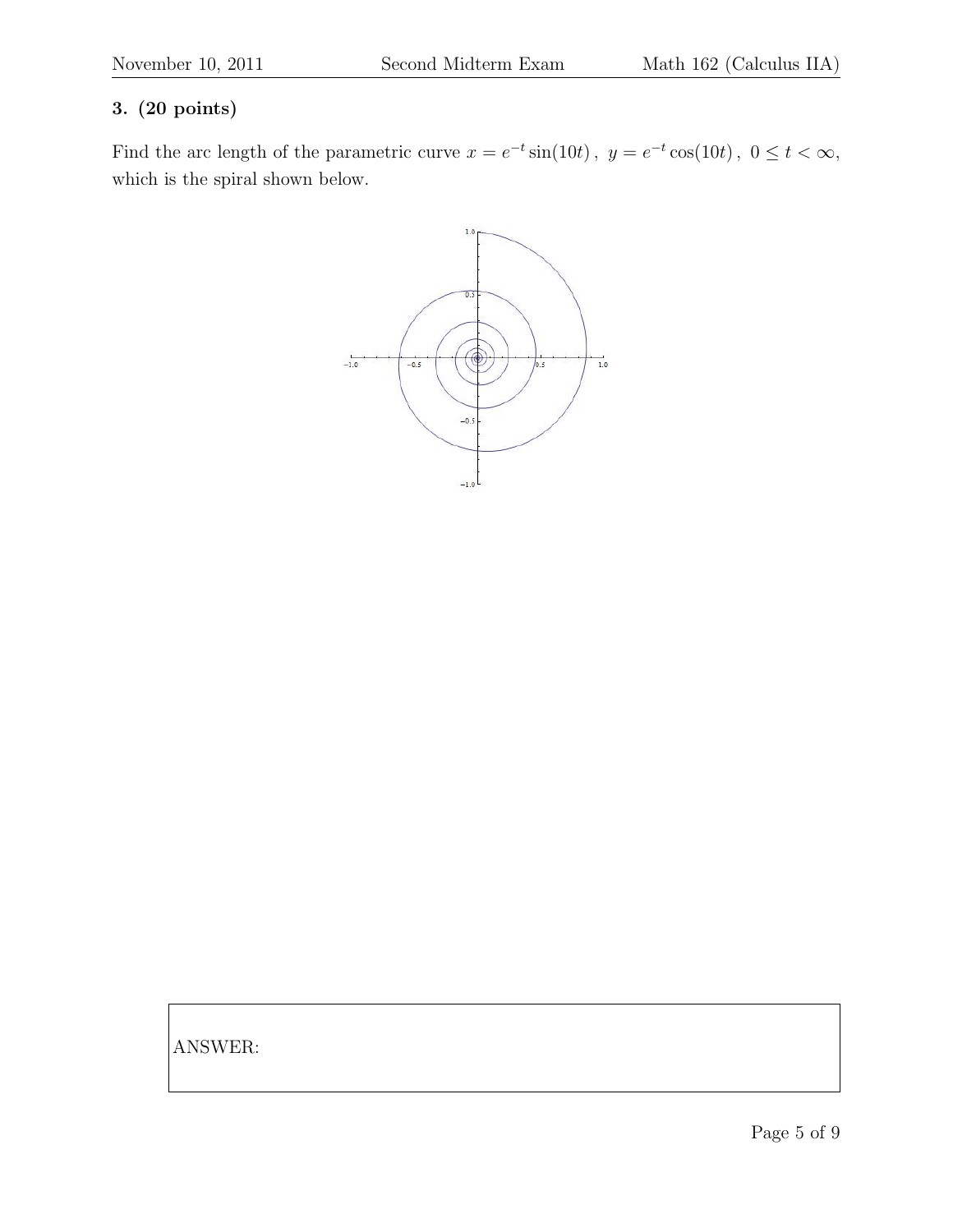**3. (20 points)**

Find the arc length of the parametric curve $x = e^{-t}\sin(10t)$, $y = e^{-t}\cos(10t)$, $0 \le t < \infty$, which is the spiral shown below.

ANSWER: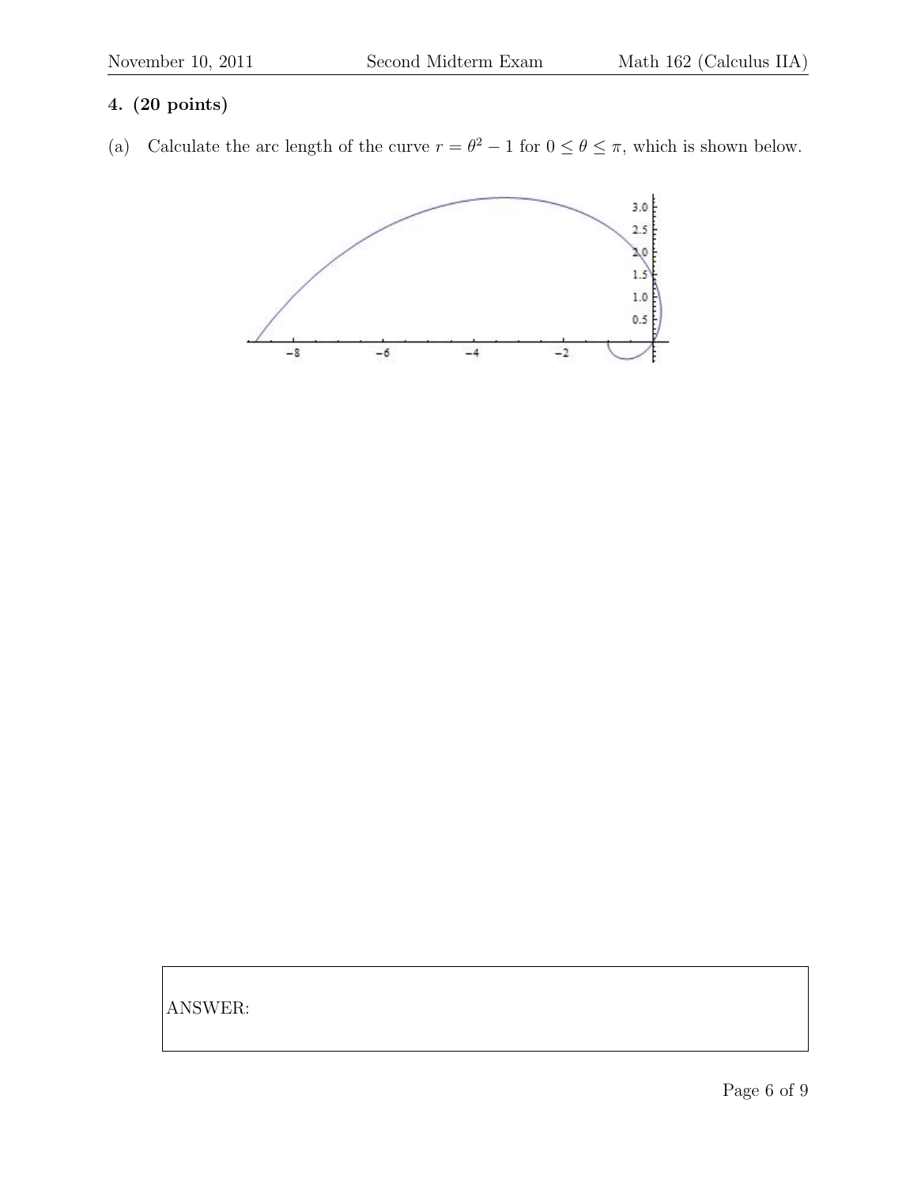**4. (20 points)**

(a) Calculate the arc length of the curve $r = \theta^2 - 1$ for $0 \leq \theta \leq \pi$, which is shown below.

ANSWER: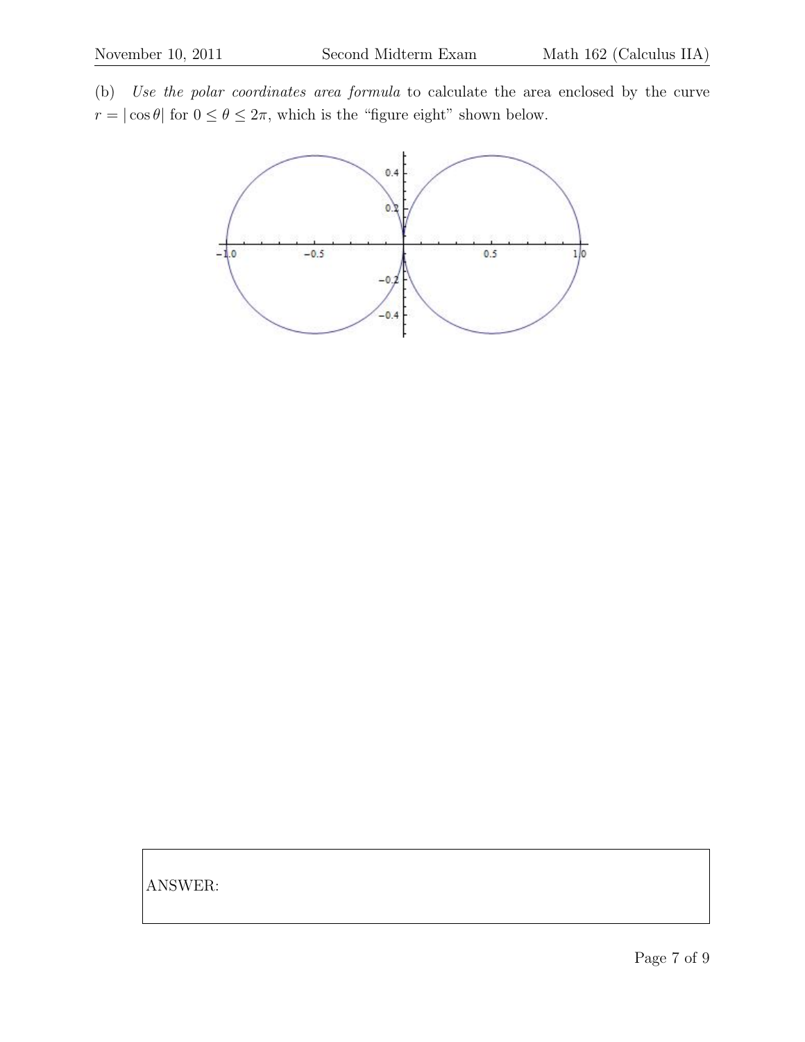(b) *Use the polar coordinates area formula* to calculate the area enclosed by the curve $r = |\cos\theta|$ for $0 \leq \theta \leq 2\pi$, which is the "figure eight" shown below.

ANSWER: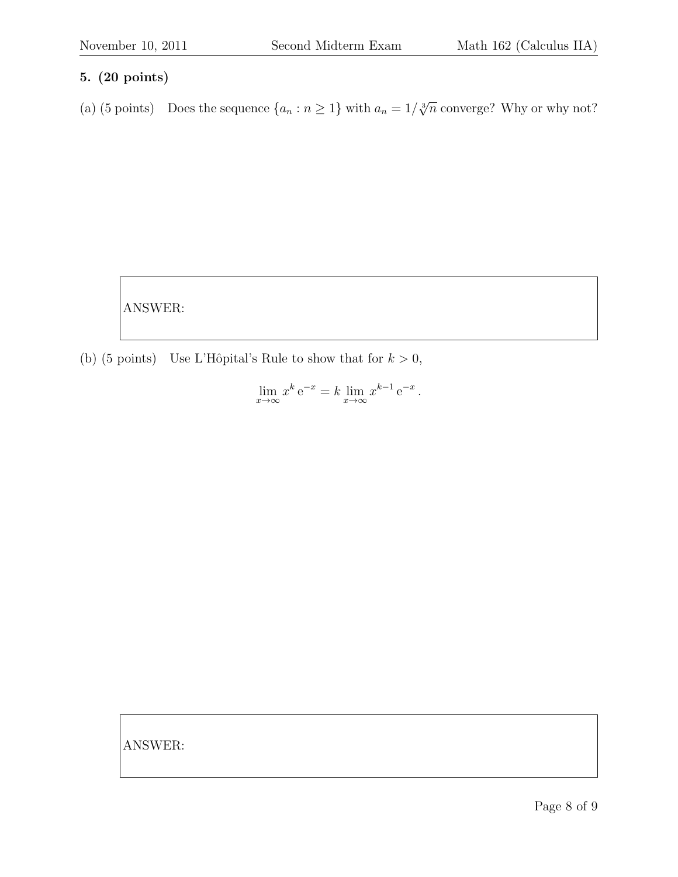**5. (20 points)**

(a) (5 points) Does the sequence $\{a_n : n \geq 1\}$ with $a_n = 1/\sqrt[3]{n}$ converge? Why or why not?

ANSWER:

(b) (5 points) Use L'Hôpital's Rule to show that for $k > 0$,

$$\lim_{x \to \infty} x^k \, \mathrm{e}^{-x} = k \lim_{x \to \infty} x^{k-1} \, \mathrm{e}^{-x} \, .$$

ANSWER: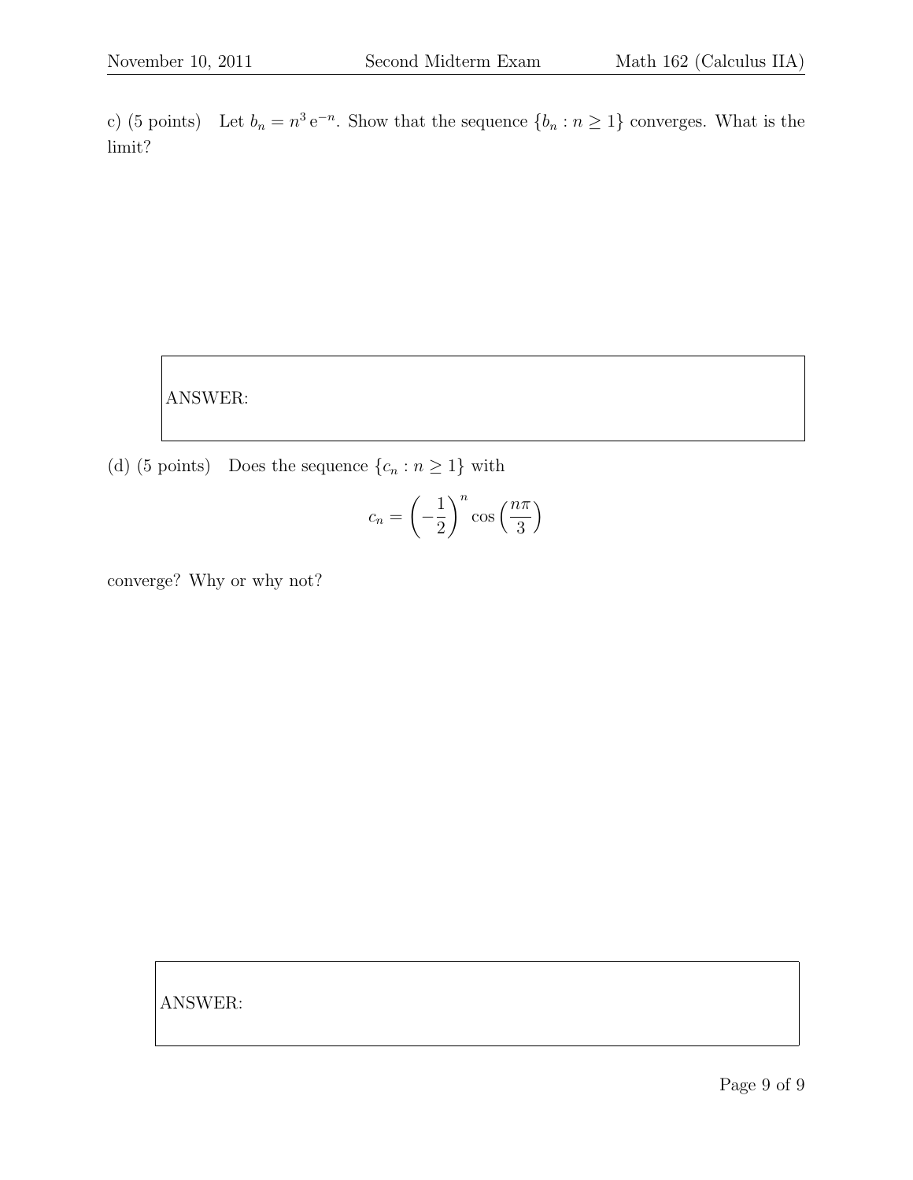c) (5 points) Let $b_n = n^3 \, e^{-n}$. Show that the sequence $\{b_n : n \geq 1\}$ converges. What is the limit?

ANSWER:

(d) (5 points) Does the sequence $\{c_n : n \geq 1\}$ with

$$c_n = \left(-\frac{1}{2}\right)^n \cos\left(\frac{n\pi}{3}\right)$$

converge? Why or why not?

ANSWER: